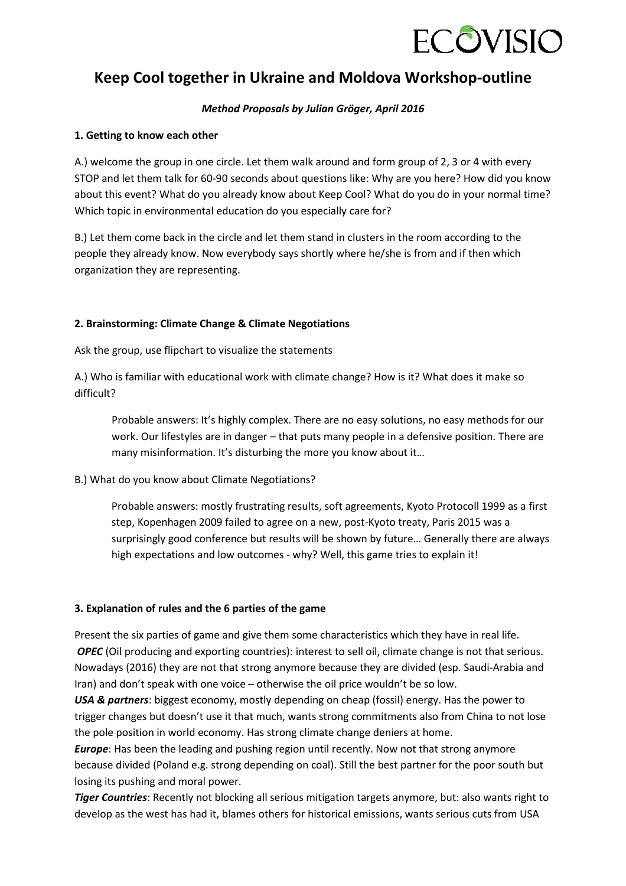# Keep Cool together in Ukraine and Moldova Workshop-outline

***Method Proposals by Julian Gröger, April 2016***

### 1. Getting to know each other

A.) welcome the group in one circle. Let them walk around and form group of 2, 3 or 4 with every STOP and let them talk for 60-90 seconds about questions like: Why are you here? How did you know about this event? What do you already know about Keep Cool? What do you do in your normal time? Which topic in environmental education do you especially care for?

B.) Let them come back in the circle and let them stand in clusters in the room according to the people they already know. Now everybody says shortly where he/she is from and if then which organization they are representing.

### 2. Brainstorming: Climate Change & Climate Negotiations

Ask the group, use flipchart to visualize the statements

A.) Who is familiar with educational work with climate change? How is it? What does it make so difficult?

> Probable answers: It's highly complex. There are no easy solutions, no easy methods for our work. Our lifestyles are in danger – that puts many people in a defensive position. There are many misinformation. It's disturbing the more you know about it…

B.) What do you know about Climate Negotiations?

> Probable answers: mostly frustrating results, soft agreements, Kyoto Protocoll 1999 as a first step, Kopenhagen 2009 failed to agree on a new, post-Kyoto treaty, Paris 2015 was a surprisingly good conference but results will be shown by future… Generally there are always high expectations and low outcomes - why? Well, this game tries to explain it!

### 3. Explanation of rules and the 6 parties of the game

Present the six parties of game and give them some characteristics which they have in real life.

***OPEC*** (Oil producing and exporting countries): interest to sell oil, climate change is not that serious. Nowadays (2016) they are not that strong anymore because they are divided (esp. Saudi-Arabia and Iran) and don't speak with one voice – otherwise the oil price wouldn't be so low.

***USA & partners***: biggest economy, mostly depending on cheap (fossil) energy. Has the power to trigger changes but doesn't use it that much, wants strong commitments also from China to not lose the pole position in world economy. Has strong climate change deniers at home.

***Europe***: Has been the leading and pushing region until recently. Now not that strong anymore because divided (Poland e.g. strong depending on coal). Still the best partner for the poor south but losing its pushing and moral power.

***Tiger Countries***: Recently not blocking all serious mitigation targets anymore, but: also wants right to develop as the west has had it, blames others for historical emissions, wants serious cuts from USA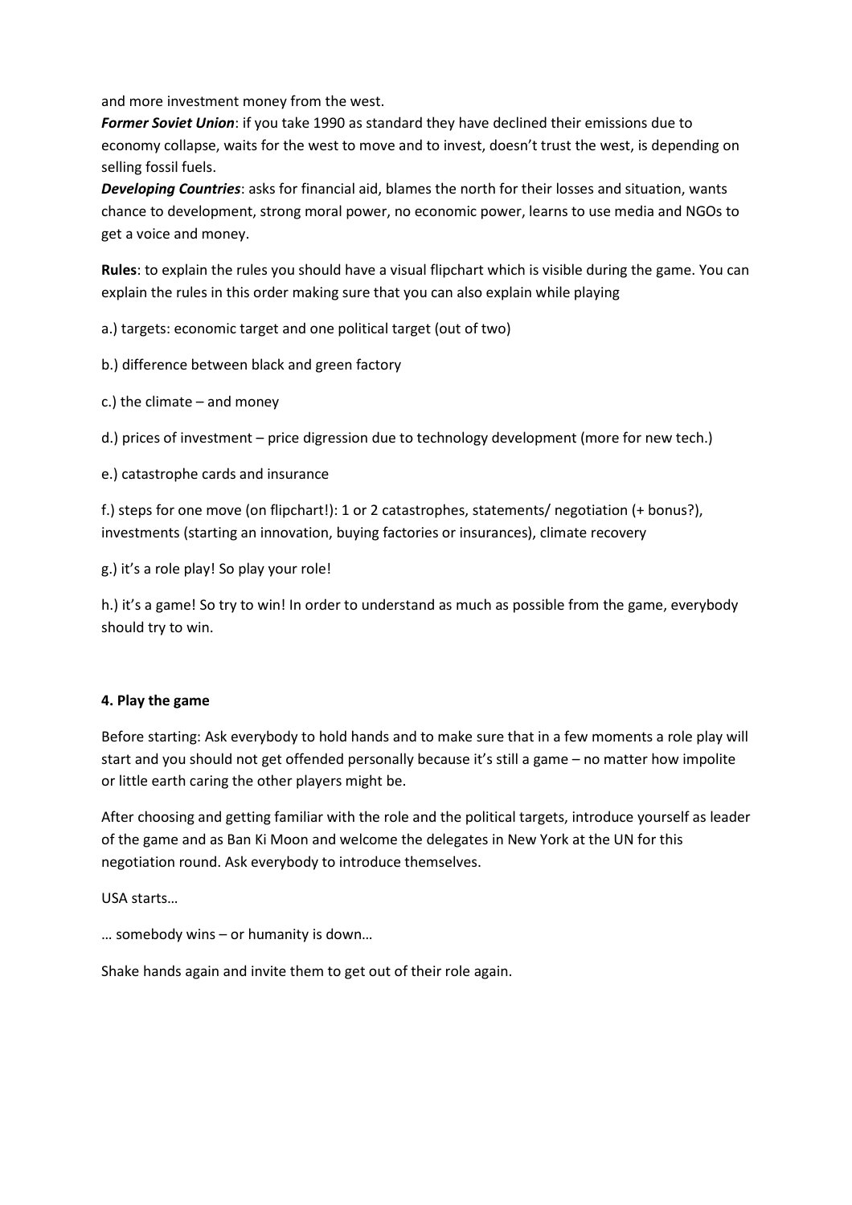and more investment money from the west.

***Former Soviet Union***: if you take 1990 as standard they have declined their emissions due to economy collapse, waits for the west to move and to invest, doesn't trust the west, is depending on selling fossil fuels.

***Developing Countries***: asks for financial aid, blames the north for their losses and situation, wants chance to development, strong moral power, no economic power, learns to use media and NGOs to get a voice and money.

**Rules**: to explain the rules you should have a visual flipchart which is visible during the game. You can explain the rules in this order making sure that you can also explain while playing

a.) targets: economic target and one political target (out of two)

b.) difference between black and green factory

c.) the climate – and money

d.) prices of investment – price digression due to technology development (more for new tech.)

e.) catastrophe cards and insurance

f.) steps for one move (on flipchart!): 1 or 2 catastrophes, statements/ negotiation (+ bonus?), investments (starting an innovation, buying factories or insurances), climate recovery

g.) it's a role play! So play your role!

h.) it's a game! So try to win! In order to understand as much as possible from the game, everybody should try to win.

**4. Play the game**

Before starting: Ask everybody to hold hands and to make sure that in a few moments a role play will start and you should not get offended personally because it's still a game – no matter how impolite or little earth caring the other players might be.

After choosing and getting familiar with the role and the political targets, introduce yourself as leader of the game and as Ban Ki Moon and welcome the delegates in New York at the UN for this negotiation round. Ask everybody to introduce themselves.

USA starts…

… somebody wins – or humanity is down…

Shake hands again and invite them to get out of their role again.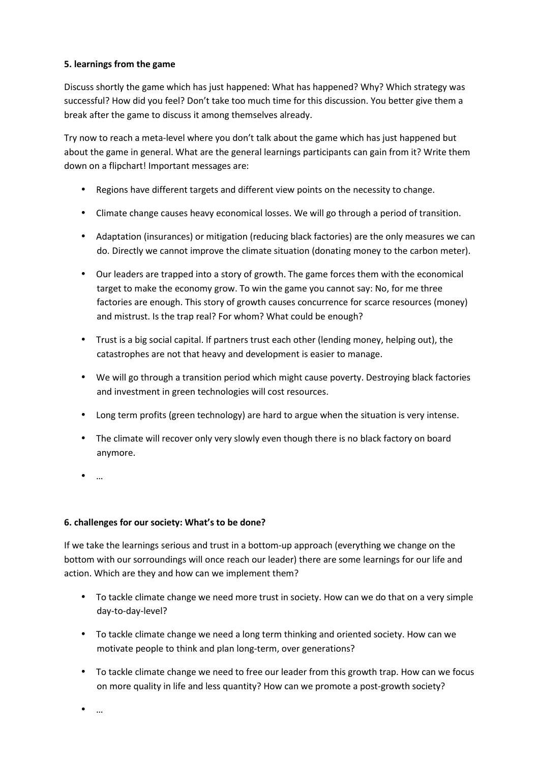### 5. learnings from the game

Discuss shortly the game which has just happened: What has happened? Why? Which strategy was successful? How did you feel? Don't take too much time for this discussion. You better give them a break after the game to discuss it among themselves already.

Try now to reach a meta-level where you don't talk about the game which has just happened but about the game in general. What are the general learnings participants can gain from it? Write them down on a flipchart! Important messages are:

- Regions have different targets and different view points on the necessity to change.
- Climate change causes heavy economical losses. We will go through a period of transition.
- Adaptation (insurances) or mitigation (reducing black factories) are the only measures we can do. Directly we cannot improve the climate situation (donating money to the carbon meter).
- Our leaders are trapped into a story of growth. The game forces them with the economical target to make the economy grow. To win the game you cannot say: No, for me three factories are enough. This story of growth causes concurrence for scarce resources (money) and mistrust. Is the trap real? For whom? What could be enough?
- Trust is a big social capital. If partners trust each other (lending money, helping out), the catastrophes are not that heavy and development is easier to manage.
- We will go through a transition period which might cause poverty. Destroying black factories and investment in green technologies will cost resources.
- Long term profits (green technology) are hard to argue when the situation is very intense.
- The climate will recover only very slowly even though there is no black factory on board anymore.
- …

### 6. challenges for our society: What's to be done?

If we take the learnings serious and trust in a bottom-up approach (everything we change on the bottom with our sorroundings will once reach our leader) there are some learnings for our life and action. Which are they and how can we implement them?

- To tackle climate change we need more trust in society. How can we do that on a very simple day-to-day-level?
- To tackle climate change we need a long term thinking and oriented society. How can we motivate people to think and plan long-term, over generations?
- To tackle climate change we need to free our leader from this growth trap. How can we focus on more quality in life and less quantity? How can we promote a post-growth society?
- …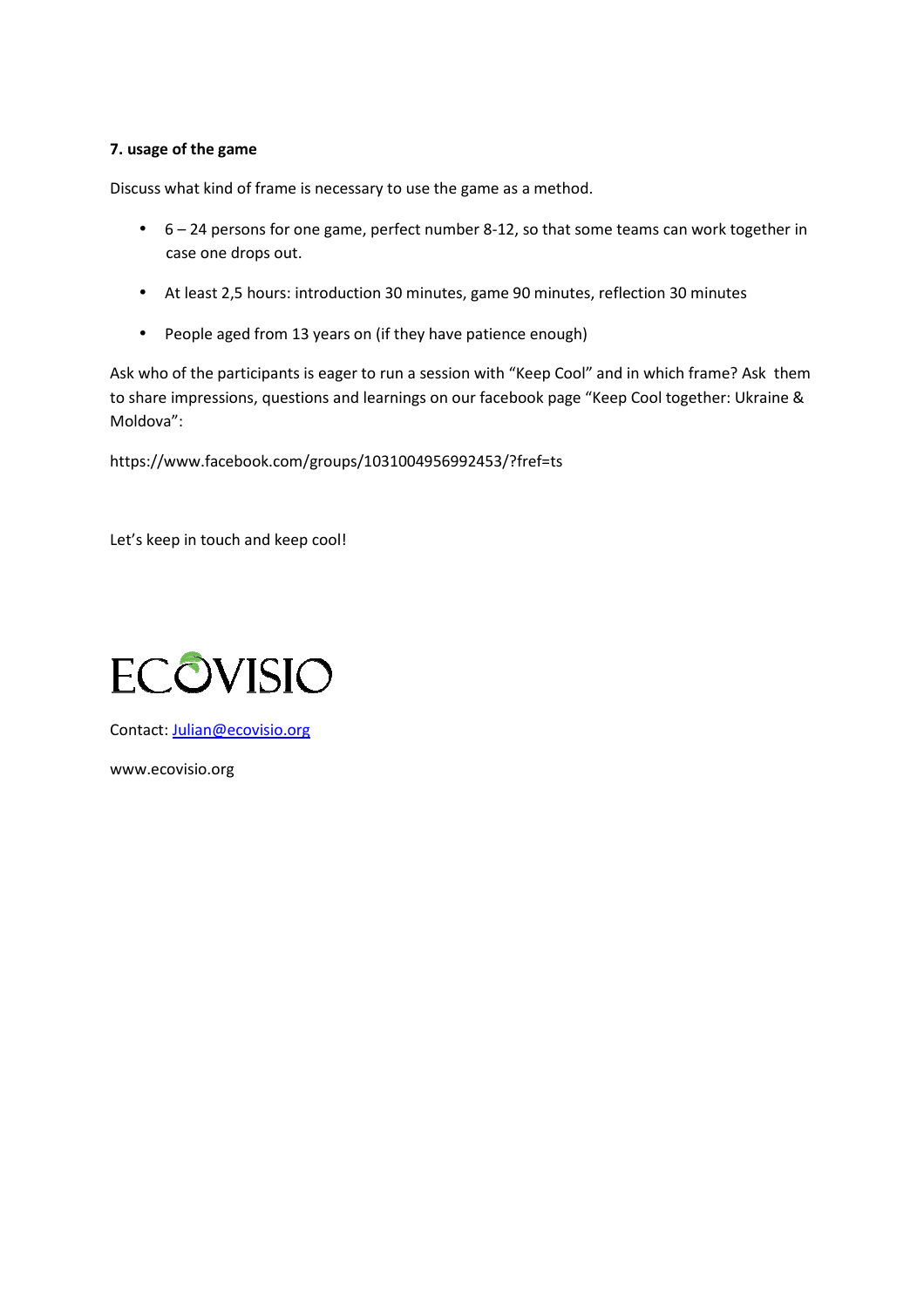**7. usage of the game**

Discuss what kind of frame is necessary to use the game as a method.

- 6 – 24 persons for one game, perfect number 8-12, so that some teams can work together in case one drops out.
- At least 2,5 hours: introduction 30 minutes, game 90 minutes, reflection 30 minutes
- People aged from 13 years on (if they have patience enough)

Ask who of the participants is eager to run a session with “Keep Cool” and in which frame? Ask them to share impressions, questions and learnings on our facebook page “Keep Cool together: Ukraine & Moldova”:

https://www.facebook.com/groups/1031004956992453/?fref=ts

Let’s keep in touch and keep cool!

ECOVISIO

Contact: Julian@ecovisio.org

www.ecovisio.org